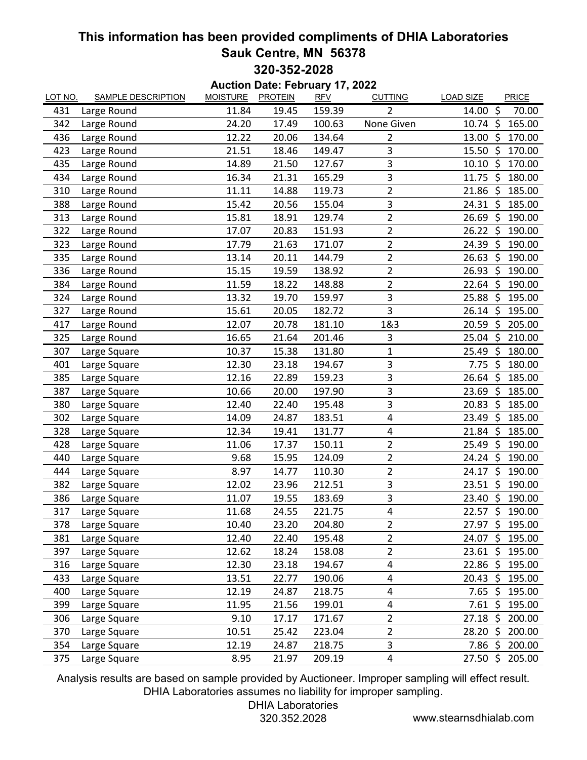# This information has been provided compliments of DHIA Laboratories

## Sauk Centre, MN 56378

## 320-352-2028

### Auction Date: February 17, 2022

| LOT NO. | SAMPLE DESCRIPTION | MOISTURE | PROTEIN | RFV | CUTTING | LOAD SIZE | PRICE |
|---|---|---|---|---|---|---|---|
| 431 | Large Round | 11.84 | 19.45 | 159.39 | 2 | 14.00 | $ 70.00 |
| 342 | Large Round | 24.20 | 17.49 | 100.63 | None Given | 10.74 | $ 165.00 |
| 436 | Large Round | 12.22 | 20.06 | 134.64 | 2 | 13.00 | $ 170.00 |
| 423 | Large Round | 21.51 | 18.46 | 149.47 | 3 | 15.50 | $ 170.00 |
| 435 | Large Round | 14.89 | 21.50 | 127.67 | 3 | 10.10 | $ 170.00 |
| 434 | Large Round | 16.34 | 21.31 | 165.29 | 3 | 11.75 | $ 180.00 |
| 310 | Large Round | 11.11 | 14.88 | 119.73 | 2 | 21.86 | $ 185.00 |
| 388 | Large Round | 15.42 | 20.56 | 155.04 | 3 | 24.31 | $ 185.00 |
| 313 | Large Round | 15.81 | 18.91 | 129.74 | 2 | 26.69 | $ 190.00 |
| 322 | Large Round | 17.07 | 20.83 | 151.93 | 2 | 26.22 | $ 190.00 |
| 323 | Large Round | 17.79 | 21.63 | 171.07 | 2 | 24.39 | $ 190.00 |
| 335 | Large Round | 13.14 | 20.11 | 144.79 | 2 | 26.63 | $ 190.00 |
| 336 | Large Round | 15.15 | 19.59 | 138.92 | 2 | 26.93 | $ 190.00 |
| 384 | Large Round | 11.59 | 18.22 | 148.88 | 2 | 22.64 | $ 190.00 |
| 324 | Large Round | 13.32 | 19.70 | 159.97 | 3 | 25.88 | $ 195.00 |
| 327 | Large Round | 15.61 | 20.05 | 182.72 | 3 | 26.14 | $ 195.00 |
| 417 | Large Round | 12.07 | 20.78 | 181.10 | 1&3 | 20.59 | $ 205.00 |
| 325 | Large Round | 16.65 | 21.64 | 201.46 | 3 | 25.04 | $ 210.00 |
| 307 | Large Square | 10.37 | 15.38 | 131.80 | 1 | 25.49 | $ 180.00 |
| 401 | Large Square | 12.30 | 23.18 | 194.67 | 3 | 7.75 | $ 180.00 |
| 385 | Large Square | 12.16 | 22.89 | 159.23 | 3 | 26.64 | $ 185.00 |
| 387 | Large Square | 10.66 | 20.00 | 197.90 | 3 | 23.69 | $ 185.00 |
| 380 | Large Square | 12.40 | 22.40 | 195.48 | 3 | 20.83 | $ 185.00 |
| 302 | Large Square | 14.09 | 24.87 | 183.51 | 4 | 23.49 | $ 185.00 |
| 328 | Large Square | 12.34 | 19.41 | 131.77 | 4 | 21.84 | $ 185.00 |
| 428 | Large Square | 11.06 | 17.37 | 150.11 | 2 | 25.49 | $ 190.00 |
| 440 | Large Square | 9.68 | 15.95 | 124.09 | 2 | 24.24 | $ 190.00 |
| 444 | Large Square | 8.97 | 14.77 | 110.30 | 2 | 24.17 | $ 190.00 |
| 382 | Large Square | 12.02 | 23.96 | 212.51 | 3 | 23.51 | $ 190.00 |
| 386 | Large Square | 11.07 | 19.55 | 183.69 | 3 | 23.40 | $ 190.00 |
| 317 | Large Square | 11.68 | 24.55 | 221.75 | 4 | 22.57 | $ 190.00 |
| 378 | Large Square | 10.40 | 23.20 | 204.80 | 2 | 27.97 | $ 195.00 |
| 381 | Large Square | 12.40 | 22.40 | 195.48 | 2 | 24.07 | $ 195.00 |
| 397 | Large Square | 12.62 | 18.24 | 158.08 | 2 | 23.61 | $ 195.00 |
| 316 | Large Square | 12.30 | 23.18 | 194.67 | 4 | 22.86 | $ 195.00 |
| 433 | Large Square | 13.51 | 22.77 | 190.06 | 4 | 20.43 | $ 195.00 |
| 400 | Large Square | 12.19 | 24.87 | 218.75 | 4 | 7.65 | $ 195.00 |
| 399 | Large Square | 11.95 | 21.56 | 199.01 | 4 | 7.61 | $ 195.00 |
| 306 | Large Square | 9.10 | 17.17 | 171.67 | 2 | 27.18 | $ 200.00 |
| 370 | Large Square | 10.51 | 25.42 | 223.04 | 2 | 28.20 | $ 200.00 |
| 354 | Large Square | 12.19 | 24.87 | 218.75 | 3 | 7.86 | $ 200.00 |
| 375 | Large Square | 8.95 | 21.97 | 209.19 | 4 | 27.50 | $ 205.00 |

Analysis results are based on sample provided by Auctioneer. Improper sampling will effect result. DHIA Laboratories assumes no liability for improper sampling.

DHIA Laboratories
320.352.2028

www.stearnsdhialab.com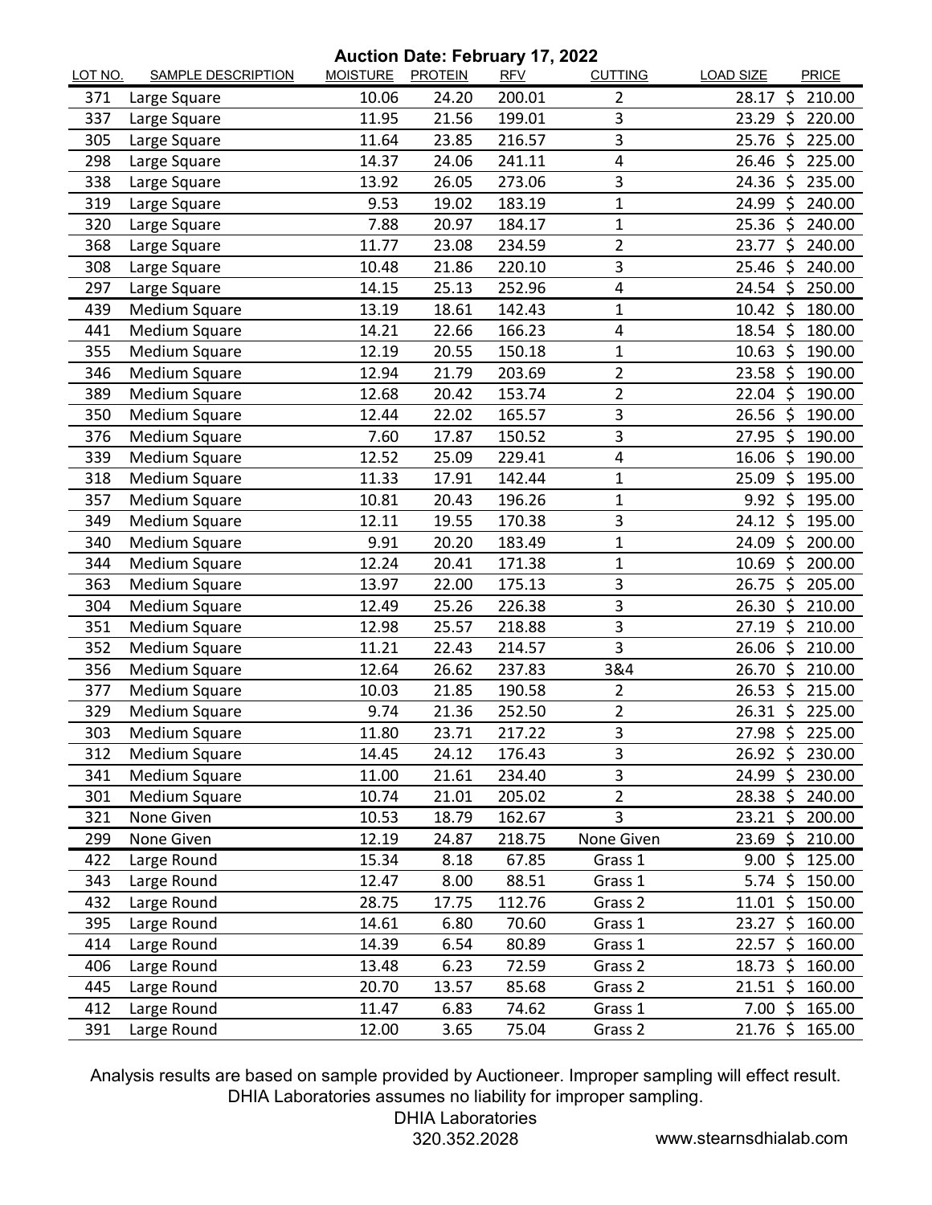**Auction Date: February 17, 2022**

| LOT NO. | SAMPLE DESCRIPTION | MOISTURE | PROTEIN | RFV | CUTTING | LOAD SIZE | PRICE |
|---|---|---|---|---|---|---|---|
| 371 | Large Square | 10.06 | 24.20 | 200.01 | 2 | 28.17 | $ 210.00 |
| 337 | Large Square | 11.95 | 21.56 | 199.01 | 3 | 23.29 | $ 220.00 |
| 305 | Large Square | 11.64 | 23.85 | 216.57 | 3 | 25.76 | $ 225.00 |
| 298 | Large Square | 14.37 | 24.06 | 241.11 | 4 | 26.46 | $ 225.00 |
| 338 | Large Square | 13.92 | 26.05 | 273.06 | 3 | 24.36 | $ 235.00 |
| 319 | Large Square | 9.53 | 19.02 | 183.19 | 1 | 24.99 | $ 240.00 |
| 320 | Large Square | 7.88 | 20.97 | 184.17 | 1 | 25.36 | $ 240.00 |
| 368 | Large Square | 11.77 | 23.08 | 234.59 | 2 | 23.77 | $ 240.00 |
| 308 | Large Square | 10.48 | 21.86 | 220.10 | 3 | 25.46 | $ 240.00 |
| 297 | Large Square | 14.15 | 25.13 | 252.96 | 4 | 24.54 | $ 250.00 |
| 439 | Medium Square | 13.19 | 18.61 | 142.43 | 1 | 10.42 | $ 180.00 |
| 441 | Medium Square | 14.21 | 22.66 | 166.23 | 4 | 18.54 | $ 180.00 |
| 355 | Medium Square | 12.19 | 20.55 | 150.18 | 1 | 10.63 | $ 190.00 |
| 346 | Medium Square | 12.94 | 21.79 | 203.69 | 2 | 23.58 | $ 190.00 |
| 389 | Medium Square | 12.68 | 20.42 | 153.74 | 2 | 22.04 | $ 190.00 |
| 350 | Medium Square | 12.44 | 22.02 | 165.57 | 3 | 26.56 | $ 190.00 |
| 376 | Medium Square | 7.60 | 17.87 | 150.52 | 3 | 27.95 | $ 190.00 |
| 339 | Medium Square | 12.52 | 25.09 | 229.41 | 4 | 16.06 | $ 190.00 |
| 318 | Medium Square | 11.33 | 17.91 | 142.44 | 1 | 25.09 | $ 195.00 |
| 357 | Medium Square | 10.81 | 20.43 | 196.26 | 1 | 9.92 | $ 195.00 |
| 349 | Medium Square | 12.11 | 19.55 | 170.38 | 3 | 24.12 | $ 195.00 |
| 340 | Medium Square | 9.91 | 20.20 | 183.49 | 1 | 24.09 | $ 200.00 |
| 344 | Medium Square | 12.24 | 20.41 | 171.38 | 1 | 10.69 | $ 200.00 |
| 363 | Medium Square | 13.97 | 22.00 | 175.13 | 3 | 26.75 | $ 205.00 |
| 304 | Medium Square | 12.49 | 25.26 | 226.38 | 3 | 26.30 | $ 210.00 |
| 351 | Medium Square | 12.98 | 25.57 | 218.88 | 3 | 27.19 | $ 210.00 |
| 352 | Medium Square | 11.21 | 22.43 | 214.57 | 3 | 26.06 | $ 210.00 |
| 356 | Medium Square | 12.64 | 26.62 | 237.83 | 3&4 | 26.70 | $ 210.00 |
| 377 | Medium Square | 10.03 | 21.85 | 190.58 | 2 | 26.53 | $ 215.00 |
| 329 | Medium Square | 9.74 | 21.36 | 252.50 | 2 | 26.31 | $ 225.00 |
| 303 | Medium Square | 11.80 | 23.71 | 217.22 | 3 | 27.98 | $ 225.00 |
| 312 | Medium Square | 14.45 | 24.12 | 176.43 | 3 | 26.92 | $ 230.00 |
| 341 | Medium Square | 11.00 | 21.61 | 234.40 | 3 | 24.99 | $ 230.00 |
| 301 | Medium Square | 10.74 | 21.01 | 205.02 | 2 | 28.38 | $ 240.00 |
| 321 | None Given | 10.53 | 18.79 | 162.67 | 3 | 23.21 | $ 200.00 |
| 299 | None Given | 12.19 | 24.87 | 218.75 | None Given | 23.69 | $ 210.00 |
| 422 | Large Round | 15.34 | 8.18 | 67.85 | Grass 1 | 9.00 | $ 125.00 |
| 343 | Large Round | 12.47 | 8.00 | 88.51 | Grass 1 | 5.74 | $ 150.00 |
| 432 | Large Round | 28.75 | 17.75 | 112.76 | Grass 2 | 11.01 | $ 150.00 |
| 395 | Large Round | 14.61 | 6.80 | 70.60 | Grass 1 | 23.27 | $ 160.00 |
| 414 | Large Round | 14.39 | 6.54 | 80.89 | Grass 1 | 22.57 | $ 160.00 |
| 406 | Large Round | 13.48 | 6.23 | 72.59 | Grass 2 | 18.73 | $ 160.00 |
| 445 | Large Round | 20.70 | 13.57 | 85.68 | Grass 2 | 21.51 | $ 160.00 |
| 412 | Large Round | 11.47 | 6.83 | 74.62 | Grass 1 | 7.00 | $ 165.00 |
| 391 | Large Round | 12.00 | 3.65 | 75.04 | Grass 2 | 21.76 | $ 165.00 |

Analysis results are based on sample provided by Auctioneer. Improper sampling will effect result. DHIA Laboratories assumes no liability for improper sampling.

DHIA Laboratories
320.352.2028
www.stearnsdhialab.com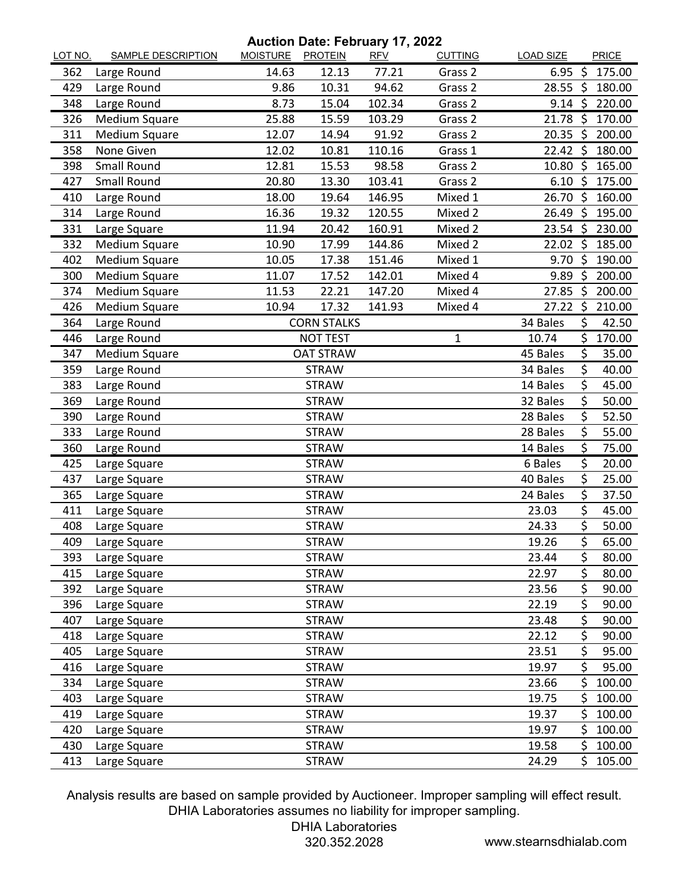**Auction Date: February 17, 2022**

| LOT NO. | SAMPLE DESCRIPTION | MOISTURE | PROTEIN | RFV | CUTTING | LOAD SIZE | PRICE |
|---|---|---|---|---|---|---|---|
| 362 | Large Round | 14.63 | 12.13 | 77.21 | Grass 2 | 6.95 | $ 175.00 |
| 429 | Large Round | 9.86 | 10.31 | 94.62 | Grass 2 | 28.55 | $ 180.00 |
| 348 | Large Round | 8.73 | 15.04 | 102.34 | Grass 2 | 9.14 | $ 220.00 |
| 326 | Medium Square | 25.88 | 15.59 | 103.29 | Grass 2 | 21.78 | $ 170.00 |
| 311 | Medium Square | 12.07 | 14.94 | 91.92 | Grass 2 | 20.35 | $ 200.00 |
| 358 | None Given | 12.02 | 10.81 | 110.16 | Grass 1 | 22.42 | $ 180.00 |
| 398 | Small Round | 12.81 | 15.53 | 98.58 | Grass 2 | 10.80 | $ 165.00 |
| 427 | Small Round | 20.80 | 13.30 | 103.41 | Grass 2 | 6.10 | $ 175.00 |
| 410 | Large Round | 18.00 | 19.64 | 146.95 | Mixed 1 | 26.70 | $ 160.00 |
| 314 | Large Round | 16.36 | 19.32 | 120.55 | Mixed 2 | 26.49 | $ 195.00 |
| 331 | Large Square | 11.94 | 20.42 | 160.91 | Mixed 2 | 23.54 | $ 230.00 |
| 332 | Medium Square | 10.90 | 17.99 | 144.86 | Mixed 2 | 22.02 | $ 185.00 |
| 402 | Medium Square | 10.05 | 17.38 | 151.46 | Mixed 1 | 9.70 | $ 190.00 |
| 300 | Medium Square | 11.07 | 17.52 | 142.01 | Mixed 4 | 9.89 | $ 200.00 |
| 374 | Medium Square | 11.53 | 22.21 | 147.20 | Mixed 4 | 27.85 | $ 200.00 |
| 426 | Medium Square | 10.94 | 17.32 | 141.93 | Mixed 4 | 27.22 | $ 210.00 |
| 364 | Large Round | | CORN STALKS | | | 34 Bales | $ 42.50 |
| 446 | Large Round | | NOT TEST | | 1 | 10.74 | $ 170.00 |
| 347 | Medium Square | | OAT STRAW | | | 45 Bales | $ 35.00 |
| 359 | Large Round | | STRAW | | | 34 Bales | $ 40.00 |
| 383 | Large Round | | STRAW | | | 14 Bales | $ 45.00 |
| 369 | Large Round | | STRAW | | | 32 Bales | $ 50.00 |
| 390 | Large Round | | STRAW | | | 28 Bales | $ 52.50 |
| 333 | Large Round | | STRAW | | | 28 Bales | $ 55.00 |
| 360 | Large Round | | STRAW | | | 14 Bales | $ 75.00 |
| 425 | Large Square | | STRAW | | | 6 Bales | $ 20.00 |
| 437 | Large Square | | STRAW | | | 40 Bales | $ 25.00 |
| 365 | Large Square | | STRAW | | | 24 Bales | $ 37.50 |
| 411 | Large Square | | STRAW | | | 23.03 | $ 45.00 |
| 408 | Large Square | | STRAW | | | 24.33 | $ 50.00 |
| 409 | Large Square | | STRAW | | | 19.26 | $ 65.00 |
| 393 | Large Square | | STRAW | | | 23.44 | $ 80.00 |
| 415 | Large Square | | STRAW | | | 22.97 | $ 80.00 |
| 392 | Large Square | | STRAW | | | 23.56 | $ 90.00 |
| 396 | Large Square | | STRAW | | | 22.19 | $ 90.00 |
| 407 | Large Square | | STRAW | | | 23.48 | $ 90.00 |
| 418 | Large Square | | STRAW | | | 22.12 | $ 90.00 |
| 405 | Large Square | | STRAW | | | 23.51 | $ 95.00 |
| 416 | Large Square | | STRAW | | | 19.97 | $ 95.00 |
| 334 | Large Square | | STRAW | | | 23.66 | $ 100.00 |
| 403 | Large Square | | STRAW | | | 19.75 | $ 100.00 |
| 419 | Large Square | | STRAW | | | 19.37 | $ 100.00 |
| 420 | Large Square | | STRAW | | | 19.97 | $ 100.00 |
| 430 | Large Square | | STRAW | | | 19.58 | $ 100.00 |
| 413 | Large Square | | STRAW | | | 24.29 | $ 105.00 |

Analysis results are based on sample provided by Auctioneer. Improper sampling will effect result. DHIA Laboratories assumes no liability for improper sampling.

DHIA Laboratories
320.352.2028

www.stearnsdhialab.com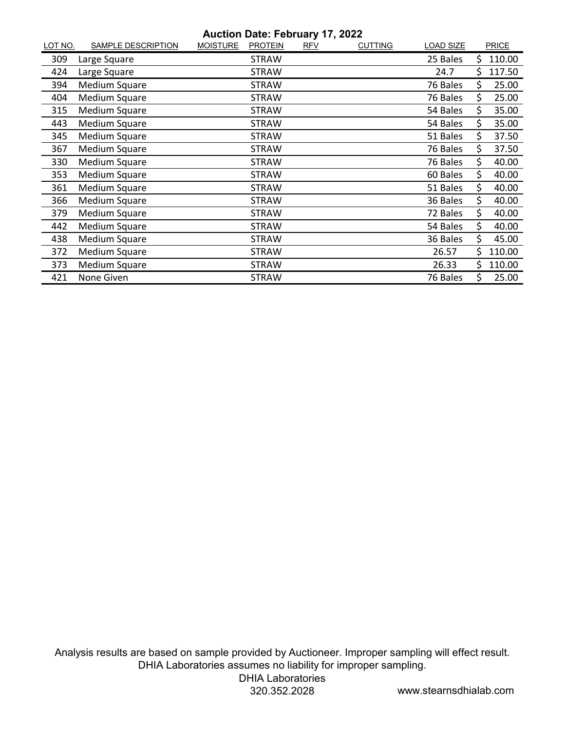**Auction Date: February 17, 2022**

| LOT NO. | SAMPLE DESCRIPTION | MOISTURE | PROTEIN | RFV | CUTTING | LOAD SIZE | PRICE |
|---|---|---|---|---|---|---|---|
| 309 | Large Square | | STRAW | | | 25 Bales | $ 110.00 |
| 424 | Large Square | | STRAW | | | 24.7 | $ 117.50 |
| 394 | Medium Square | | STRAW | | | 76 Bales | $ 25.00 |
| 404 | Medium Square | | STRAW | | | 76 Bales | $ 25.00 |
| 315 | Medium Square | | STRAW | | | 54 Bales | $ 35.00 |
| 443 | Medium Square | | STRAW | | | 54 Bales | $ 35.00 |
| 345 | Medium Square | | STRAW | | | 51 Bales | $ 37.50 |
| 367 | Medium Square | | STRAW | | | 76 Bales | $ 37.50 |
| 330 | Medium Square | | STRAW | | | 76 Bales | $ 40.00 |
| 353 | Medium Square | | STRAW | | | 60 Bales | $ 40.00 |
| 361 | Medium Square | | STRAW | | | 51 Bales | $ 40.00 |
| 366 | Medium Square | | STRAW | | | 36 Bales | $ 40.00 |
| 379 | Medium Square | | STRAW | | | 72 Bales | $ 40.00 |
| 442 | Medium Square | | STRAW | | | 54 Bales | $ 40.00 |
| 438 | Medium Square | | STRAW | | | 36 Bales | $ 45.00 |
| 372 | Medium Square | | STRAW | | | 26.57 | $ 110.00 |
| 373 | Medium Square | | STRAW | | | 26.33 | $ 110.00 |
| 421 | None Given | | STRAW | | | 76 Bales | $ 25.00 |

Analysis results are based on sample provided by Auctioneer. Improper sampling will effect result.
DHIA Laboratories assumes no liability for improper sampling.

DHIA Laboratories
320.352.2028

www.stearnsdhialab.com